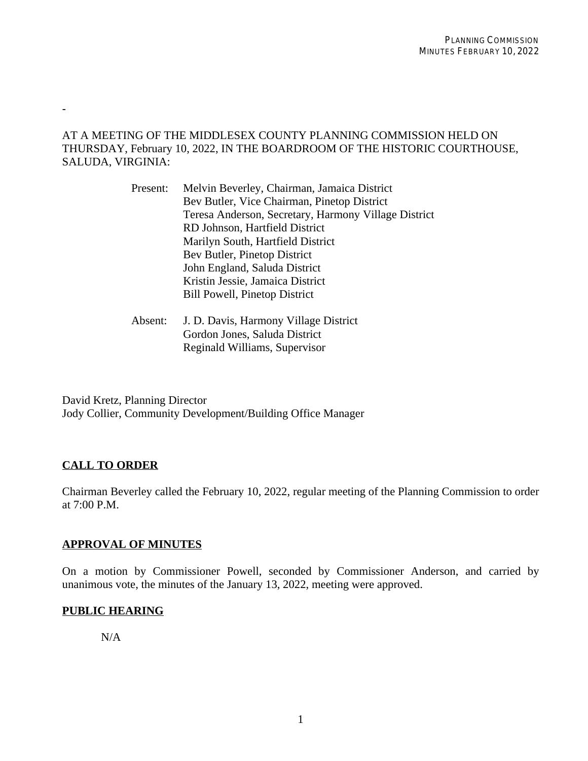-

AT A MEETING OF THE MIDDLESEX COUNTY PLANNING COMMISSION HELD ON THURSDAY, February 10, 2022, IN THE BOARDROOM OF THE HISTORIC COURTHOUSE, SALUDA, VIRGINIA:

Present: Melvin Beverley, Chairman, Jamaica District
Bev Butler, Vice Chairman, Pinetop District
Teresa Anderson, Secretary, Harmony Village District
RD Johnson, Hartfield District
Marilyn South, Hartfield District
Bev Butler, Pinetop District
John England, Saluda District
Kristin Jessie, Jamaica District
Bill Powell, Pinetop District

Absent: J. D. Davis, Harmony Village District
Gordon Jones, Saluda District
Reginald Williams, Supervisor

David Kretz, Planning Director
Jody Collier, Community Development/Building Office Manager

## CALL TO ORDER

Chairman Beverley called the February 10, 2022, regular meeting of the Planning Commission to order at 7:00 P.M.

## APPROVAL OF MINUTES

On a motion by Commissioner Powell, seconded by Commissioner Anderson, and carried by unanimous vote, the minutes of the January 13, 2022, meeting were approved.

## PUBLIC HEARING

N/A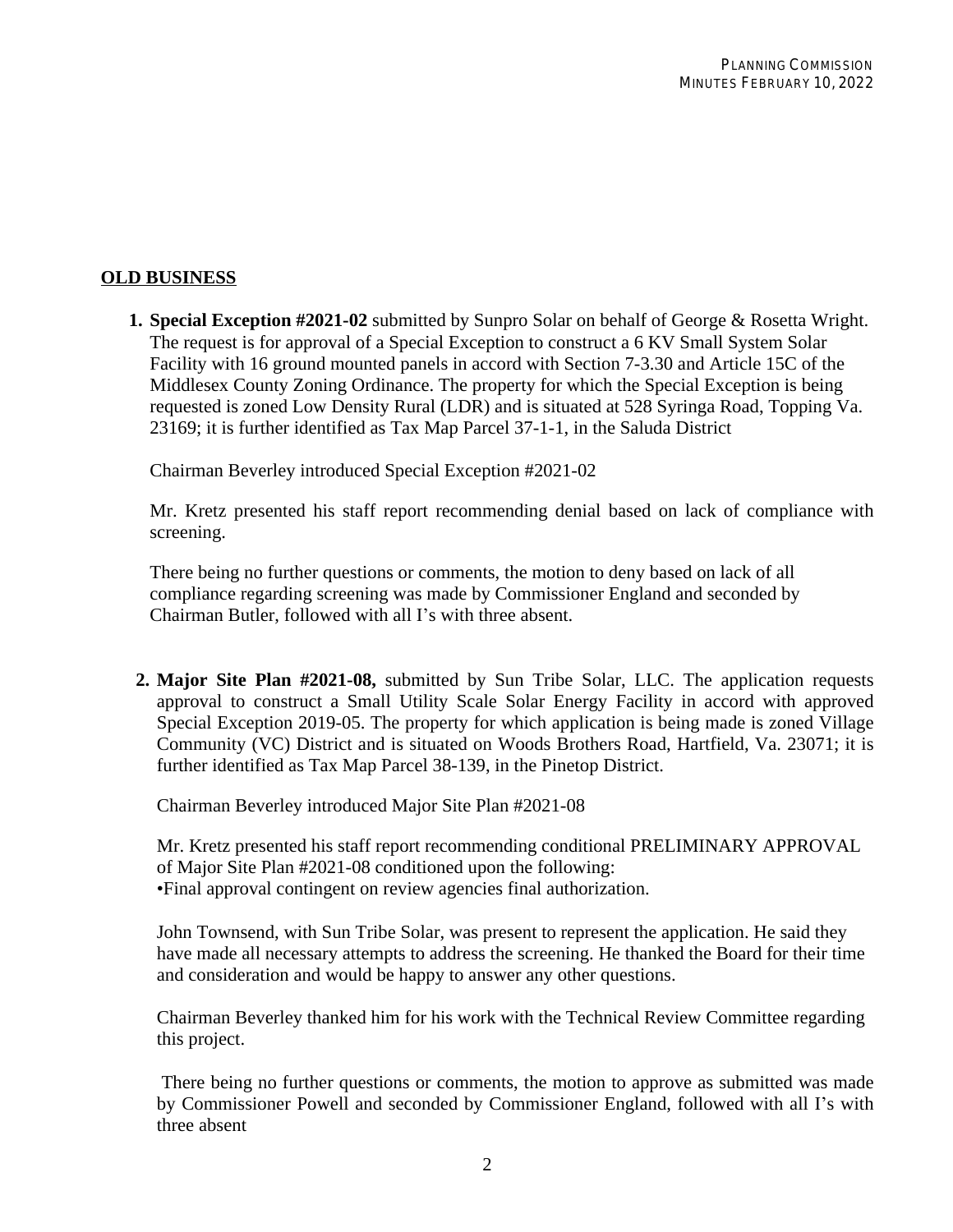## OLD BUSINESS

1. **Special Exception #2021-02** submitted by Sunpro Solar on behalf of George & Rosetta Wright. The request is for approval of a Special Exception to construct a 6 KV Small System Solar Facility with 16 ground mounted panels in accord with Section 7-3.30 and Article 15C of the Middlesex County Zoning Ordinance. The property for which the Special Exception is being requested is zoned Low Density Rural (LDR) and is situated at 528 Syringa Road, Topping Va. 23169; it is further identified as Tax Map Parcel 37-1-1, in the Saluda District

   Chairman Beverley introduced Special Exception #2021-02

   Mr. Kretz presented his staff report recommending denial based on lack of compliance with screening.

   There being no further questions or comments, the motion to deny based on lack of all compliance regarding screening was made by Commissioner England and seconded by Chairman Butler, followed with all I's with three absent.

2. **Major Site Plan #2021-08,** submitted by Sun Tribe Solar, LLC. The application requests approval to construct a Small Utility Scale Solar Energy Facility in accord with approved Special Exception 2019-05. The property for which application is being made is zoned Village Community (VC) District and is situated on Woods Brothers Road, Hartfield, Va. 23071; it is further identified as Tax Map Parcel 38-139, in the Pinetop District.

   Chairman Beverley introduced Major Site Plan #2021-08

   Mr. Kretz presented his staff report recommending conditional PRELIMINARY APPROVAL of Major Site Plan #2021-08 conditioned upon the following:
   •Final approval contingent on review agencies final authorization.

   John Townsend, with Sun Tribe Solar, was present to represent the application. He said they have made all necessary attempts to address the screening. He thanked the Board for their time and consideration and would be happy to answer any other questions.

   Chairman Beverley thanked him for his work with the Technical Review Committee regarding this project.

   There being no further questions or comments, the motion to approve as submitted was made by Commissioner Powell and seconded by Commissioner England, followed with all I's with three absent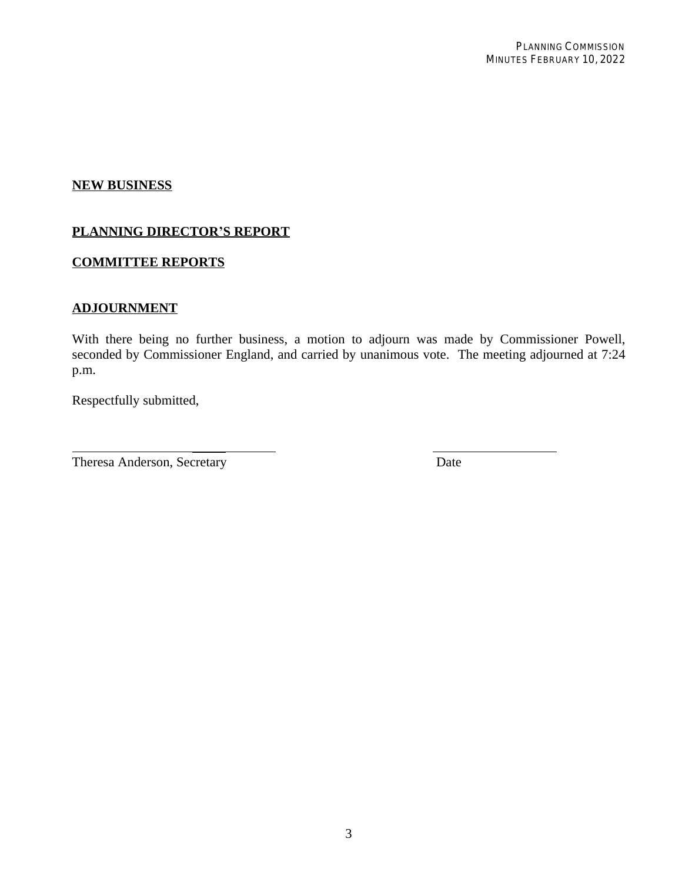**NEW BUSINESS**

**PLANNING DIRECTOR'S REPORT**

**COMMITTEE REPORTS**

**ADJOURNMENT**

With there being no further business, a motion to adjourn was made by Commissioner Powell, seconded by Commissioner England, and carried by unanimous vote. The meeting adjourned at 7:24 p.m.

Respectfully submitted,

\_\_\_\_\_\_\_\_\_\_\_\_\_\_\_\_\_\_\_\_\_\_\_\_\_\_\_\_ \_\_\_\_\_\_\_\_\_\_\_\_\_\_\_\_\_\_\_\_

Theresa Anderson, Secretary Date